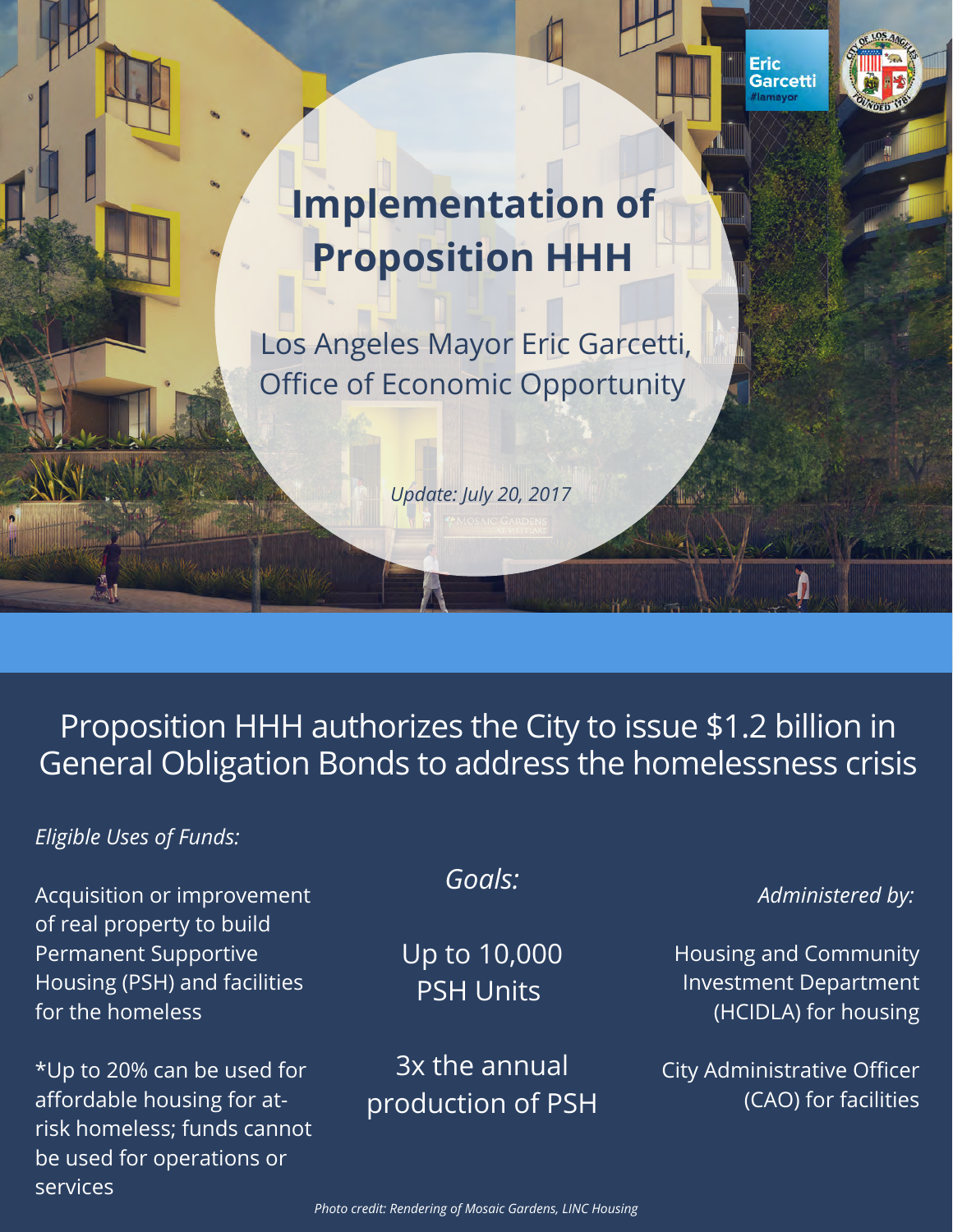# Implementation of Proposition HHH

Los Angeles Mayor Eric Garcetti, Office of Economic Opportunity

*Update: July 20, 2017*

Eric Garcetti #lamayor

## Proposition HHH authorizes the City to issue $1.2 billion in General Obligation Bonds to address the homelessness crisis

*Eligible Uses of Funds:*

Acquisition or improvement of real property to build Permanent Supportive Housing (PSH) and facilities for the homeless

*Up to 20% can be used for affordable housing for at-risk homeless; funds cannot be used for operations or services

*Goals:*

Up to 10,000 PSH Units

3x the annual production of PSH

*Administered by:*

Housing and Community Investment Department (HCIDLA) for housing

City Administrative Officer (CAO) for facilities

*Photo credit: Rendering of Mosaic Gardens, LINC Housing*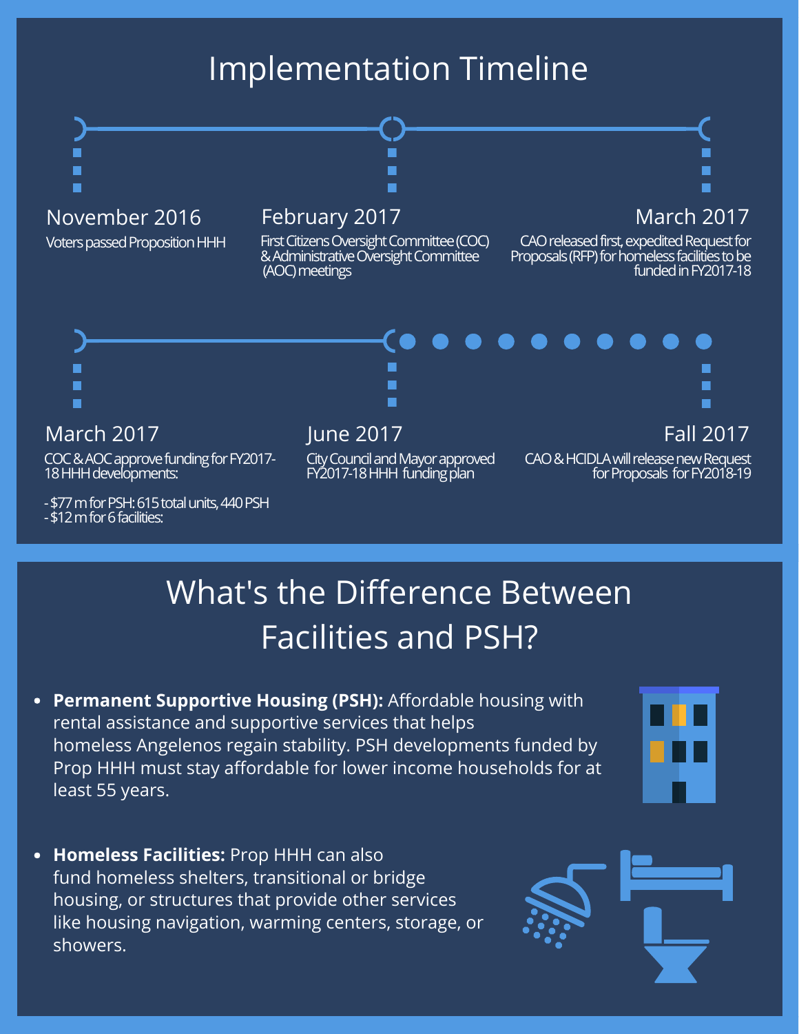# Implementation Timeline

**November 2016**
Voters passed Proposition HHH

**February 2017**
First Citizens Oversight Committee (COC) & Administrative Oversight Committee (AOC) meetings

**March 2017**
CAO released first, expedited Request for Proposals (RFP) for homeless facilities to be funded in FY2017-18

**March 2017**
COC & AOC approve funding for FY2017-18 HHH developments:

- $77 m for PSH: 615 total units, 440 PSH
- $12 m for 6 facilities:

**June 2017**
City Council and Mayor approved FY2017-18 HHH funding plan

**Fall 2017**
CAO & HCIDLA will release new Request for Proposals for FY2018-19

# What's the Difference Between Facilities and PSH?

- **Permanent Supportive Housing (PSH):** Affordable housing with rental assistance and supportive services that helps homeless Angelenos regain stability. PSH developments funded by Prop HHH must stay affordable for lower income households for at least 55 years.
- **Homeless Facilities:** Prop HHH can also fund homeless shelters, transitional or bridge housing, or structures that provide other services like housing navigation, warming centers, storage, or showers.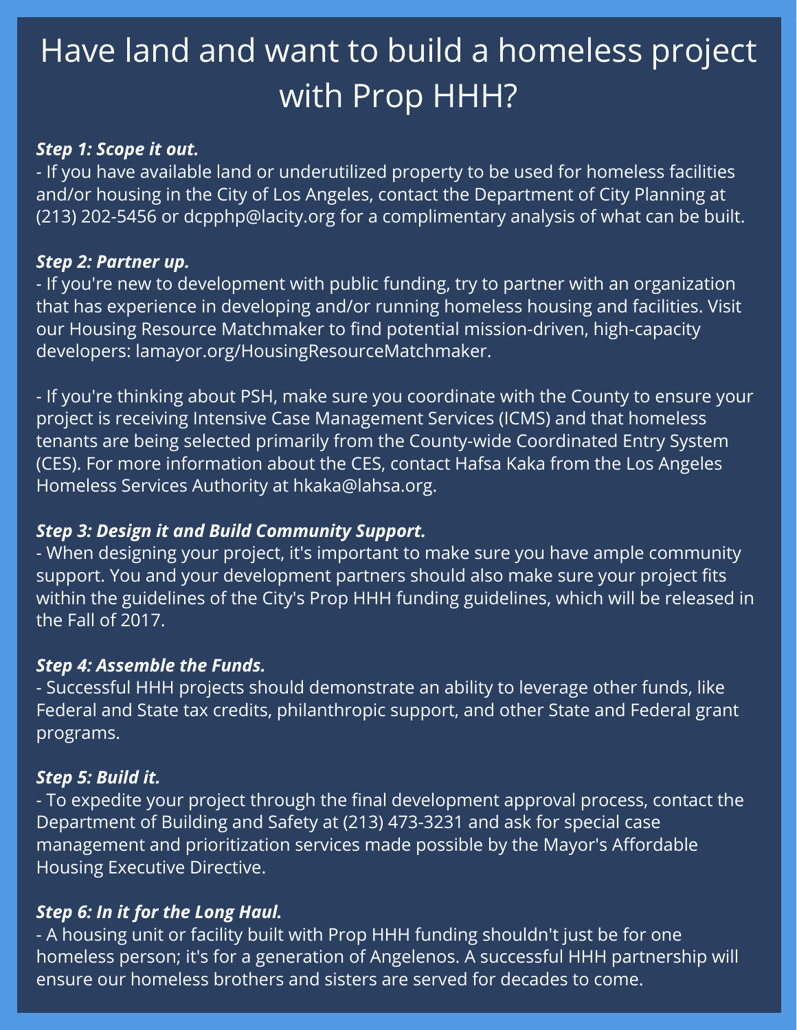# Have land and want to build a homeless project with Prop HHH?

***Step 1: Scope it out.***

- If you have available land or underutilized property to be used for homeless facilities and/or housing in the City of Los Angeles, contact the Department of City Planning at (213) 202-5456 or dcpphp@lacity.org for a complimentary analysis of what can be built.

***Step 2: Partner up.***

- If you're new to development with public funding, try to partner with an organization that has experience in developing and/or running homeless housing and facilities. Visit our Housing Resource Matchmaker to find potential mission-driven, high-capacity developers: lamayor.org/HousingResourceMatchmaker.

- If you're thinking about PSH, make sure you coordinate with the County to ensure your project is receiving Intensive Case Management Services (ICMS) and that homeless tenants are being selected primarily from the County-wide Coordinated Entry System (CES). For more information about the CES, contact Hafsa Kaka from the Los Angeles Homeless Services Authority at hkaka@lahsa.org.

***Step 3: Design it and Build Community Support.***

- When designing your project, it's important to make sure you have ample community support. You and your development partners should also make sure your project fits within the guidelines of the City's Prop HHH funding guidelines, which will be released in the Fall of 2017.

***Step 4: Assemble the Funds.***

- Successful HHH projects should demonstrate an ability to leverage other funds, like Federal and State tax credits, philanthropic support, and other State and Federal grant programs.

***Step 5: Build it.***

- To expedite your project through the final development approval process, contact the Department of Building and Safety at (213) 473-3231 and ask for special case management and prioritization services made possible by the Mayor's Affordable Housing Executive Directive.

***Step 6: In it for the Long Haul.***

- A housing unit or facility built with Prop HHH funding shouldn't just be for one homeless person; it's for a generation of Angelenos. A successful HHH partnership will ensure our homeless brothers and sisters are served for decades to come.